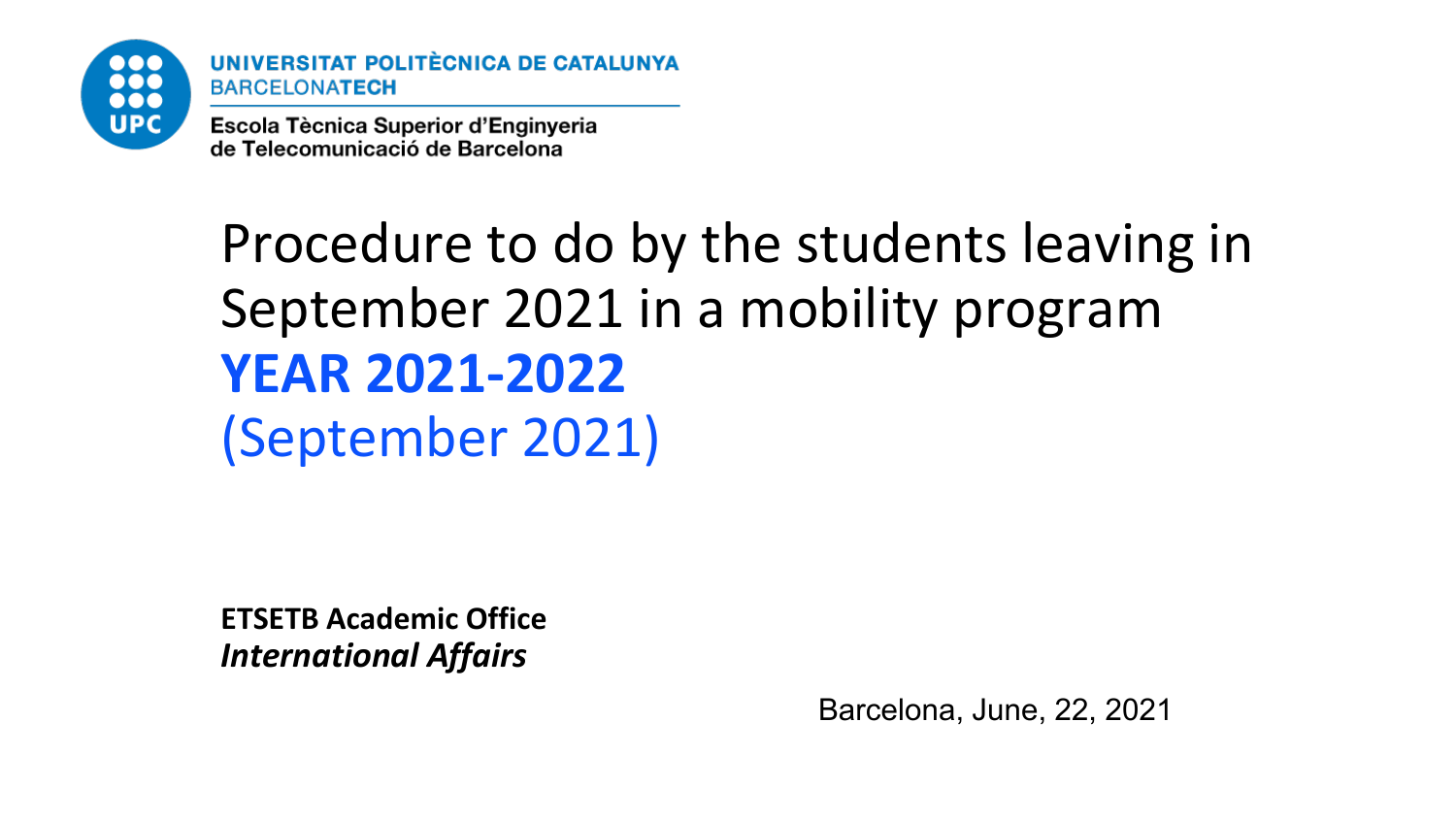UNIVERSITAT POLITÈCNICA DE CATALUNYA
BARCELONA**TECH**

Escola Tècnica Superior d'Enginyeria de Telecomunicació de Barcelona

# Procedure to do by the students leaving in September 2021 in a mobility program

# YEAR 2021-2022

## (September 2021)

**ETSETB Academic Office**
***International Affairs***

Barcelona, June, 22, 2021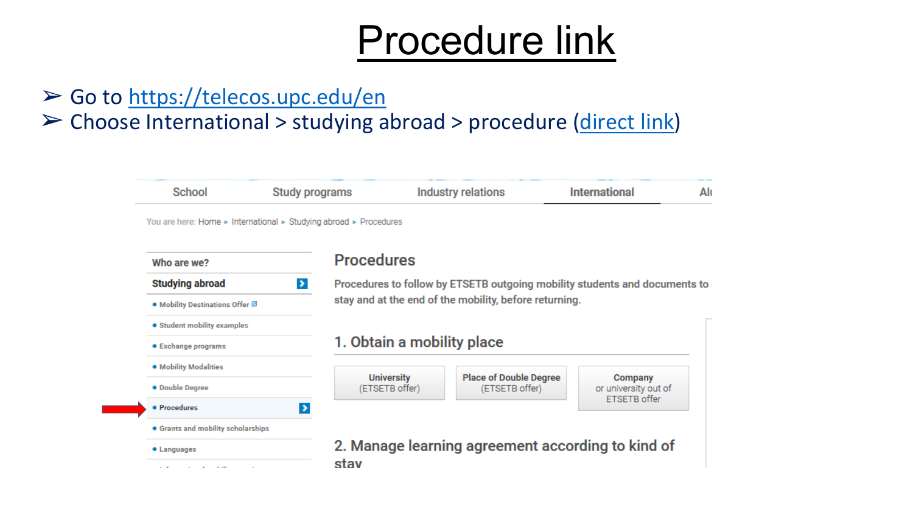# Procedure link

- Go to [https://telecos.upc.edu/en](https://telecos.upc.edu/en)
- Choose International > studying abroad > procedure (direct link)

School | Study programs | Industry relations | International | Al

You are here: Home ▸ International ▸ Studying abroad ▸ Procedures

- Who are we?
- Studying abroad
  - Mobility Destinations Offer
  - Student mobility examples
  - Exchange programs
  - Mobility Modalities
  - Double Degree
  - Procedures
  - Grants and mobility scholarships
  - Languages

## Procedures

Procedures to follow by ETSETB outgoing mobility students and documents to stay and at the end of the mobility, before returning.

### 1. Obtain a mobility place

| University (ETSETB offer) | Place of Double Degree (ETSETB offer) | Company or university out of ETSETB offer |
|---|---|---|

### 2. Manage learning agreement according to kind of stay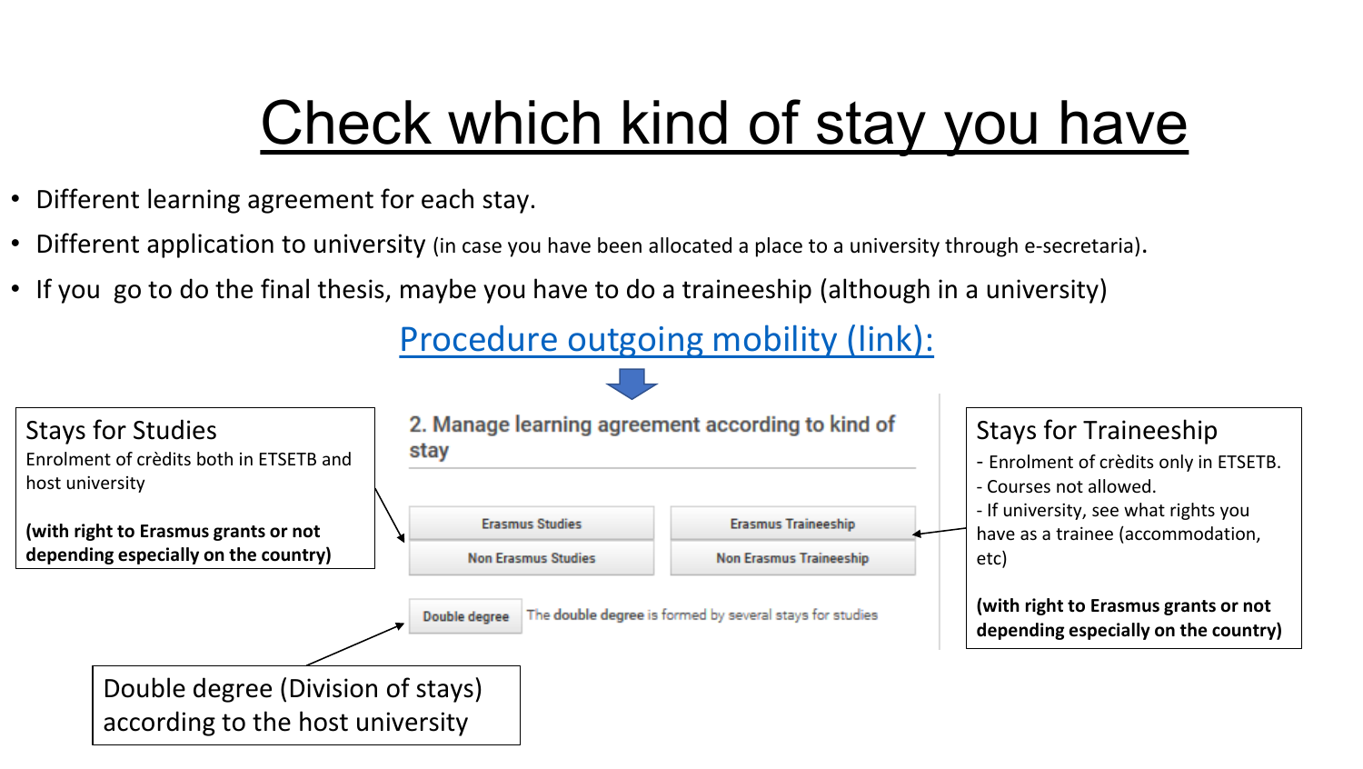# Check which kind of stay you have

- Different learning agreement for each stay.
- Different application to university (in case you have been allocated a place to a university through e-secretaria).
- If you go to do the final thesis, maybe you have to do a traineeship (although in a university)

Procedure outgoing mobility (link):

**Stays for Studies**
Enrolment of crèdits both in ETSETB and host university

**(with right to Erasmus grants or not depending especially on the country)**

2. Manage learning agreement according to kind of stay

| Erasmus Studies | Erasmus Traineeship |
| --- | --- |
| Non Erasmus Studies | Non Erasmus Traineeship |

Double degree — The **double degree** is formed by several stays for studies

**Stays for Traineeship**
- Enrolment of crèdits only in ETSETB.
- Courses not allowed.
- If university, see what rights you have as a trainee (accommodation, etc)

**(with right to Erasmus grants or not depending especially on the country)**

**Double degree (Division of stays) according to the host university**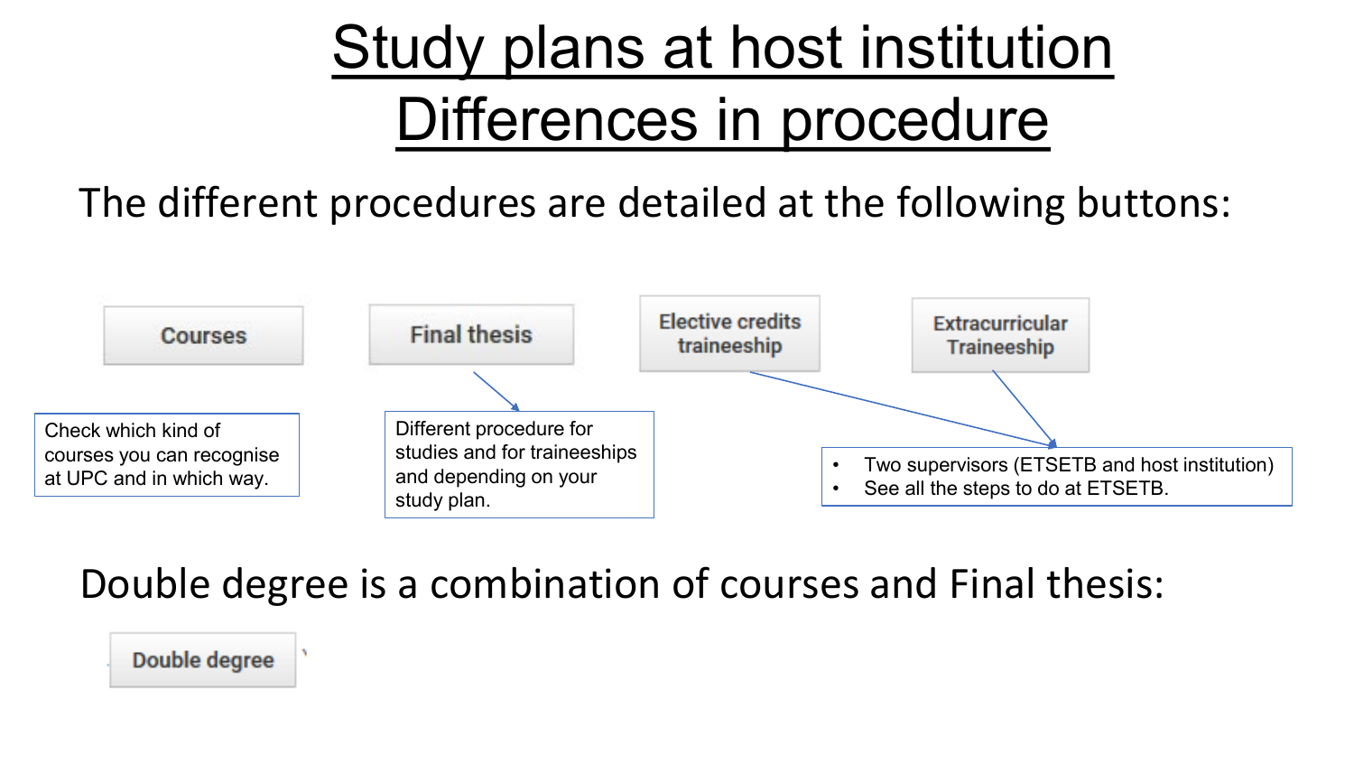# Study plans at host institution
# Differences in procedure

The different procedures are detailed at the following buttons:

**Courses**

Check which kind of courses you can recognise at UPC and in which way.

**Final thesis**

Different procedure for studies and for traineeships and depending on your study plan.

**Elective credits traineeship**

**Extracurricular Traineeship**

- Two supervisors (ETSETB and host institution)
- See all the steps to do at ETSETB.

Double degree is a combination of courses and Final thesis:

**Double degree**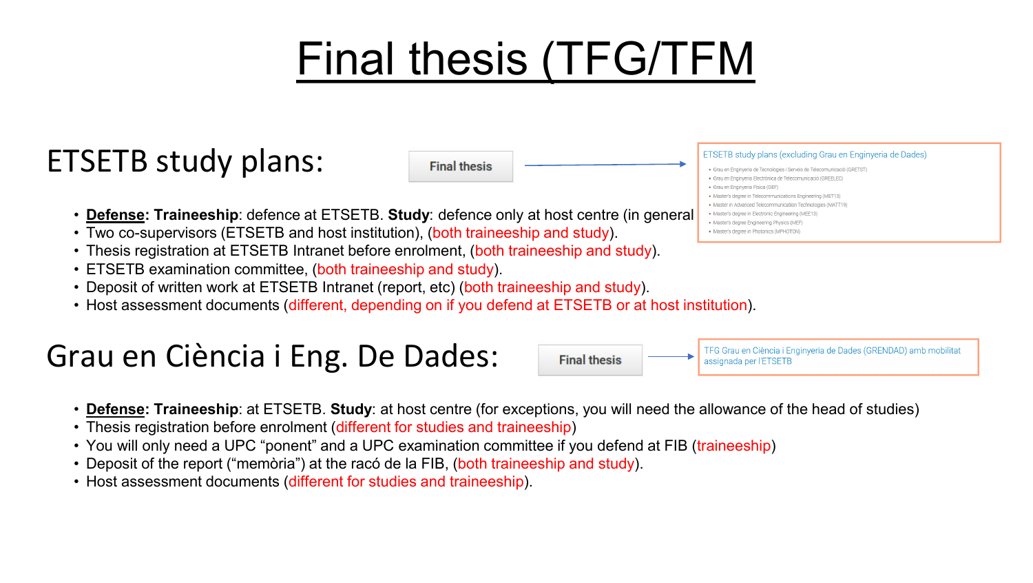# Final thesis (TFG/TFM)

## ETSETB study plans:

Final thesis →

ETSETB study plans (excluding Grau en Enginyeria de Dades)

- Grau en Enginyeria de Tecnologies i Serveis de Telecomunicació (GRETST)
- Grau en Enginyeria Electrònica de Telecomunicació (GREELEC)
- Grau en Enginyeria Física (GEF)
- Master's degree in Telecommunications Engineering (MET13)
- Master in Advanced Telecommunication Technologies (MATT19)
- Master's degree in Electronic Engineering (MEE13)
- Master's degree Engineering Physics (MEF)
- Master's degree in Photonics (MPHOTON)

- **Defense: Traineeship**: defence at ETSETB. **Study**: defence only at host centre (in general
- Two co-supervisors (ETSETB and host institution), (both traineeship and study).
- Thesis registration at ETSETB Intranet before enrolment, (both traineeship and study).
- ETSETB examination committee, (both traineeship and study).
- Deposit of written work at ETSETB Intranet (report, etc) (both traineeship and study).
- Host assessment documents (different, depending on if you defend at ETSETB or at host institution).

## Grau en Ciència i Eng. De Dades:

Final thesis →

TFG Grau en Ciència i Enginyeria de Dades (GRENDAD) amb mobilitat assignada per l'ETSETB

- **Defense: Traineeship**: at ETSETB. **Study**: at host centre (for exceptions, you will need the allowance of the head of studies)
- Thesis registration before enrolment (different for studies and traineeship)
- You will only need a UPC "ponent" and a UPC examination committee if you defend at FIB (traineeship)
- Deposit of the report ("memòria") at the racó de la FIB, (both traineeship and study).
- Host assessment documents (different for studies and traineeship).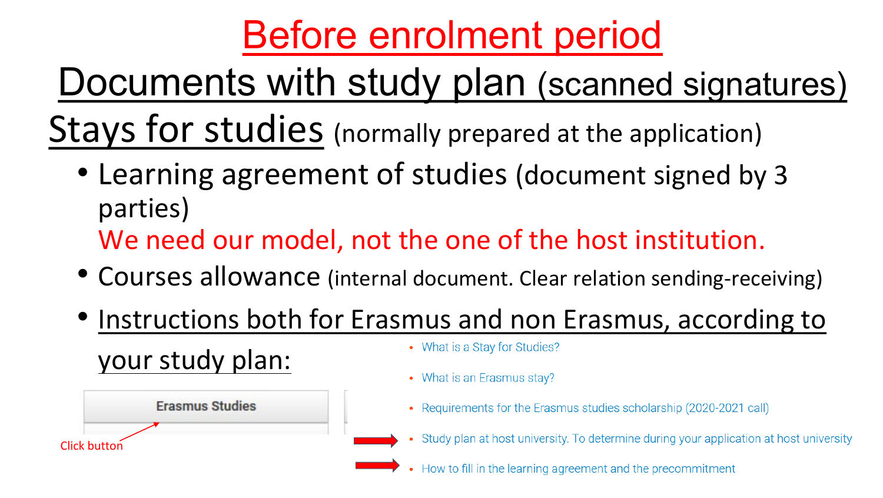# Before enrolment period

## Documents with study plan (scanned signatures)

### Stays for studies (normally prepared at the application)

- Learning agreement of studies (document signed by 3 parties)
  We need our model, not the one of the host institution.
- Courses allowance (internal document. Clear relation sending-receiving)
- Instructions both for Erasmus and non Erasmus, according to your study plan:

Erasmus Studies

Click button

- What is a Stay for Studies?
- What is an Erasmus stay?
- Requirements for the Erasmus studies scholarship (2020-2021 call)
- Study plan at host university. To determine during your application at host university
- How to fill in the learning agreement and the precommitment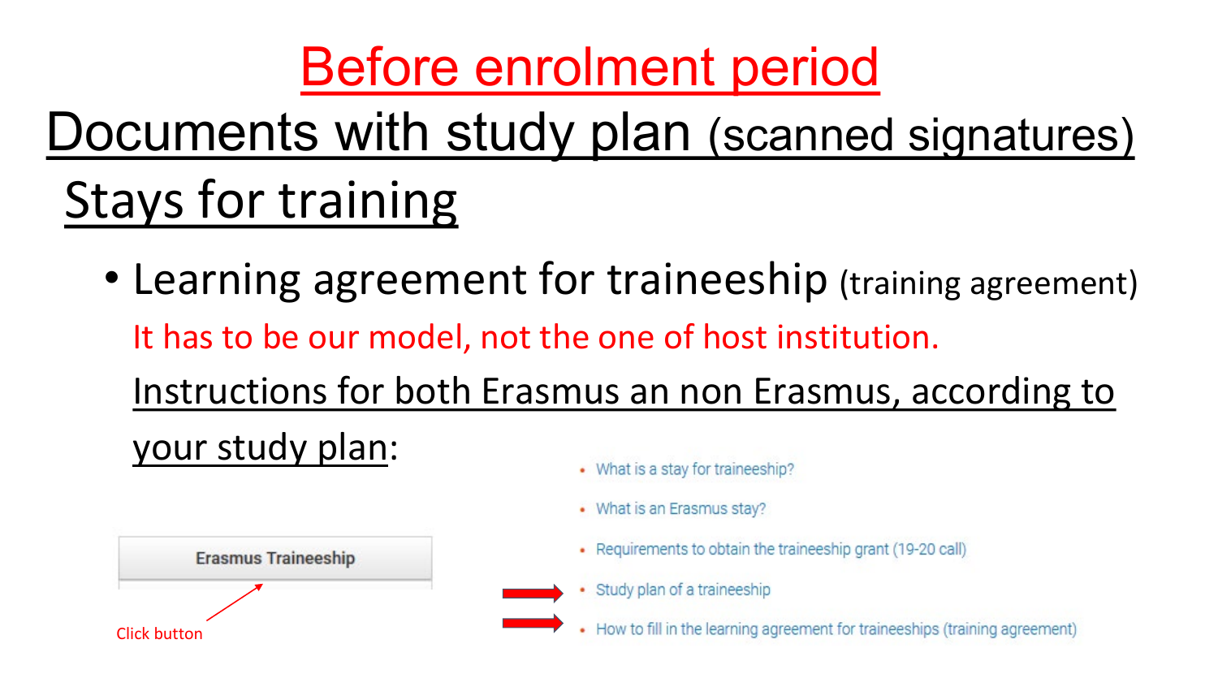# Before enrolment period

## Documents with study plan (scanned signatures)

### Stays for training

- Learning agreement for traineeship (training agreement)

  It has to be our model, not the one of host institution.

  Instructions for both Erasmus an non Erasmus, according to your study plan:

Erasmus Traineeship

Click button

- What is a stay for traineeship?
- What is an Erasmus stay?
- Requirements to obtain the traineeship grant (19-20 call)
- Study plan of a traineeship
- How to fill in the learning agreement for traineeships (training agreement)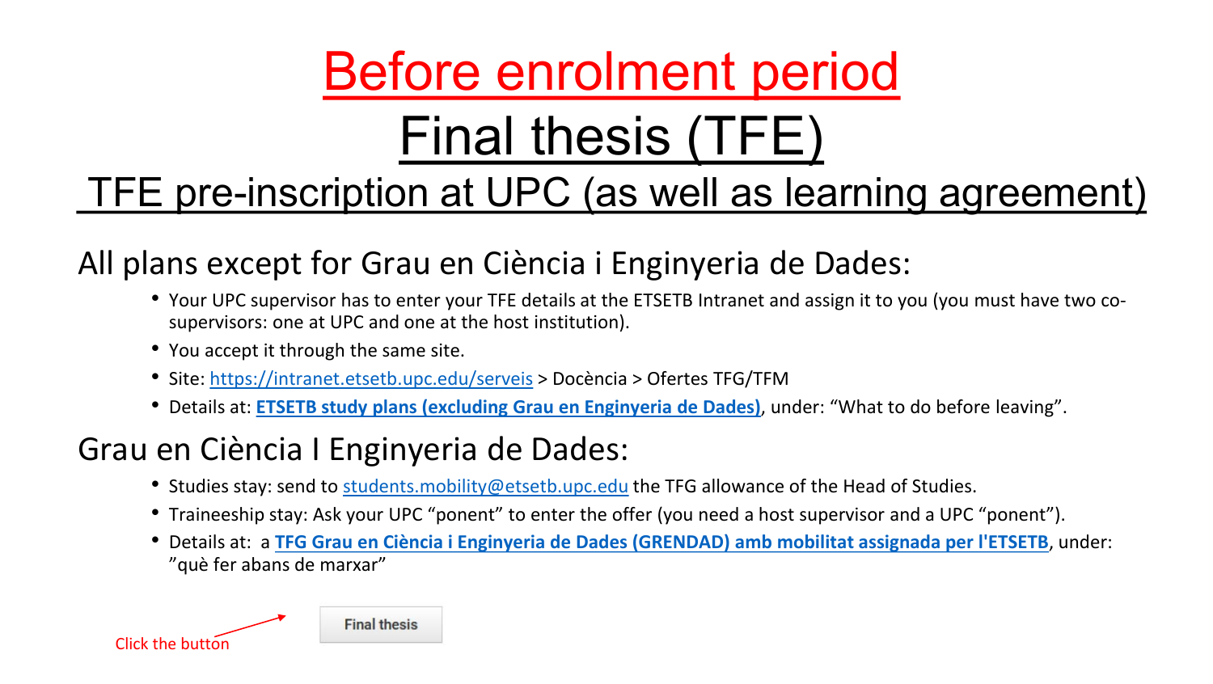# Before enrolment period

# Final thesis (TFE)

## TFE pre-inscription at UPC (as well as learning agreement)

### All plans except for Grau en Ciència i Enginyeria de Dades:

- Your UPC supervisor has to enter your TFE details at the ETSETB Intranet and assign it to you (you must have two co-supervisors: one at UPC and one at the host institution).
- You accept it through the same site.
- Site: https://intranet.etsetb.upc.edu/serveis > Docència > Ofertes TFG/TFM
- Details at: **ETSETB study plans (excluding Grau en Enginyeria de Dades)**, under: "What to do before leaving".

### Grau en Ciència I Enginyeria de Dades:

- Studies stay: send to students.mobility@etsetb.upc.edu the TFG allowance of the Head of Studies.
- Traineeship stay: Ask your UPC "ponent" to enter the offer (you need a host supervisor and a UPC "ponent").
- Details at: a **TFG Grau en Ciència i Enginyeria de Dades (GRENDAD) amb mobilitat assignada per l'ETSETB**, under: "què fer abans de marxar"

Click the button → Final thesis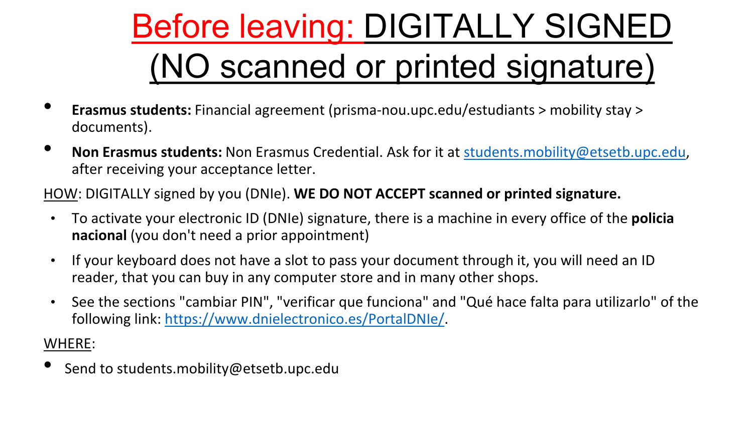# Before leaving: DIGITALLY SIGNED (NO scanned or printed signature)

- **Erasmus students:** Financial agreement (prisma-nou.upc.edu/estudiants > mobility stay > documents).
- **Non Erasmus students:** Non Erasmus Credential. Ask for it at students.mobility@etsetb.upc.edu, after receiving your acceptance letter.

HOW: DIGITALLY signed by you (DNIe). **WE DO NOT ACCEPT scanned or printed signature.**

- To activate your electronic ID (DNIe) signature, there is a machine in every office of the **policia nacional** (you don't need a prior appointment)
- If your keyboard does not have a slot to pass your document through it, you will need an ID reader, that you can buy in any computer store and in many other shops.
- See the sections "cambiar PIN", "verificar que funciona" and "Qué hace falta para utilizarlo" of the following link: https://www.dnielectronico.es/PortalDNIe/.

WHERE:

- Send to students.mobility@etsetb.upc.edu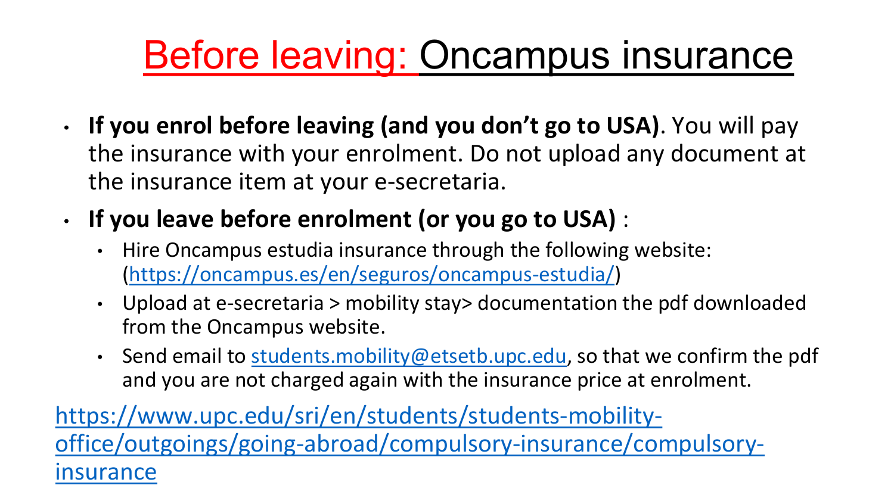# Before leaving: Oncampus insurance

- **If you enrol before leaving (and you don't go to USA)**. You will pay the insurance with your enrolment. Do not upload any document at the insurance item at your e-secretaria.
- **If you leave before enrolment (or you go to USA)** :
  - Hire Oncampus estudia insurance through the following website: (https://oncampus.es/en/seguros/oncampus-estudia/)
  - Upload at e-secretaria > mobility stay> documentation the pdf downloaded from the Oncampus website.
  - Send email to students.mobility@etsetb.upc.edu, so that we confirm the pdf and you are not charged again with the insurance price at enrolment.

https://www.upc.edu/sri/en/students/students-mobility-office/outgoings/going-abroad/compulsory-insurance/compulsory-insurance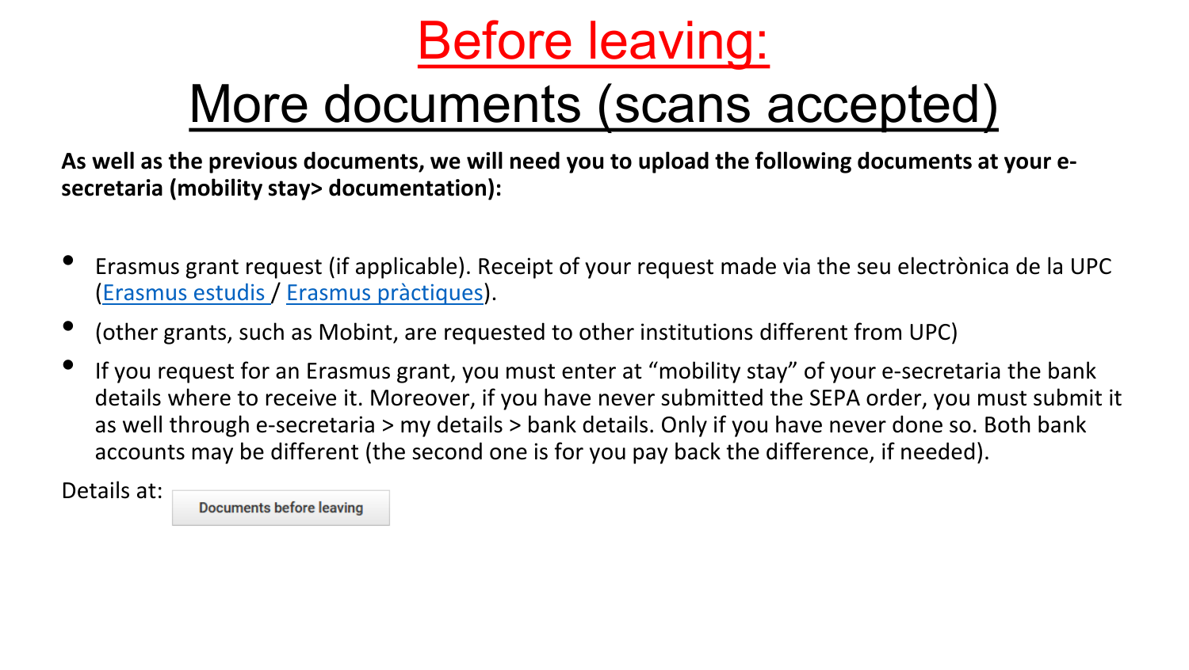# Before leaving:

# More documents (scans accepted)

**As well as the previous documents, we will need you to upload the following documents at your e-secretaria (mobility stay> documentation):**

- Erasmus grant request (if applicable). Receipt of your request made via the seu electrònica de la UPC (Erasmus estudis / Erasmus pràctiques).
- (other grants, such as Mobint, are requested to other institutions different from UPC)
- If you request for an Erasmus grant, you must enter at “mobility stay” of your e-secretaria the bank details where to receive it. Moreover, if you have never submitted the SEPA order, you must submit it as well through e-secretaria > my details > bank details. Only if you have never done so. Both bank accounts may be different (the second one is for you pay back the difference, if needed).

Details at: Documents before leaving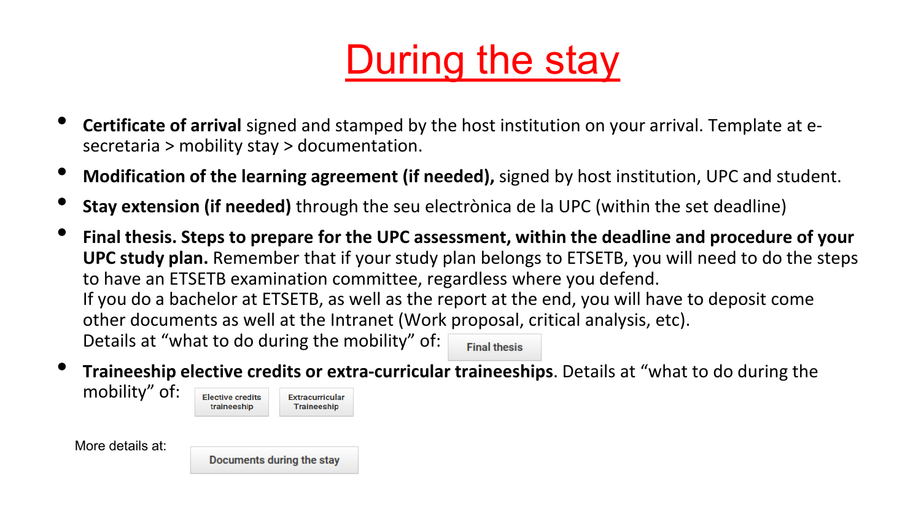# During the stay

- **Certificate of arrival** signed and stamped by the host institution on your arrival. Template at e-secretaria > mobility stay > documentation.
- **Modification of the learning agreement (if needed),** signed by host institution, UPC and student.
- **Stay extension (if needed)** through the seu electrònica de la UPC (within the set deadline)
- **Final thesis. Steps to prepare for the UPC assessment, within the deadline and procedure of your UPC study plan.** Remember that if your study plan belongs to ETSETB, you will need to do the steps to have an ETSETB examination committee, regardless where you defend.
  If you do a bachelor at ETSETB, as well as the report at the end, you will have to deposit come other documents as well at the Intranet (Work proposal, critical analysis, etc).
  Details at "what to do during the mobility" of: Final thesis
- **Traineeship elective credits or extra-curricular traineeships**. Details at "what to do during the mobility" of: Elective credits traineeship | Extracurricular Traineeship

More details at: Documents during the stay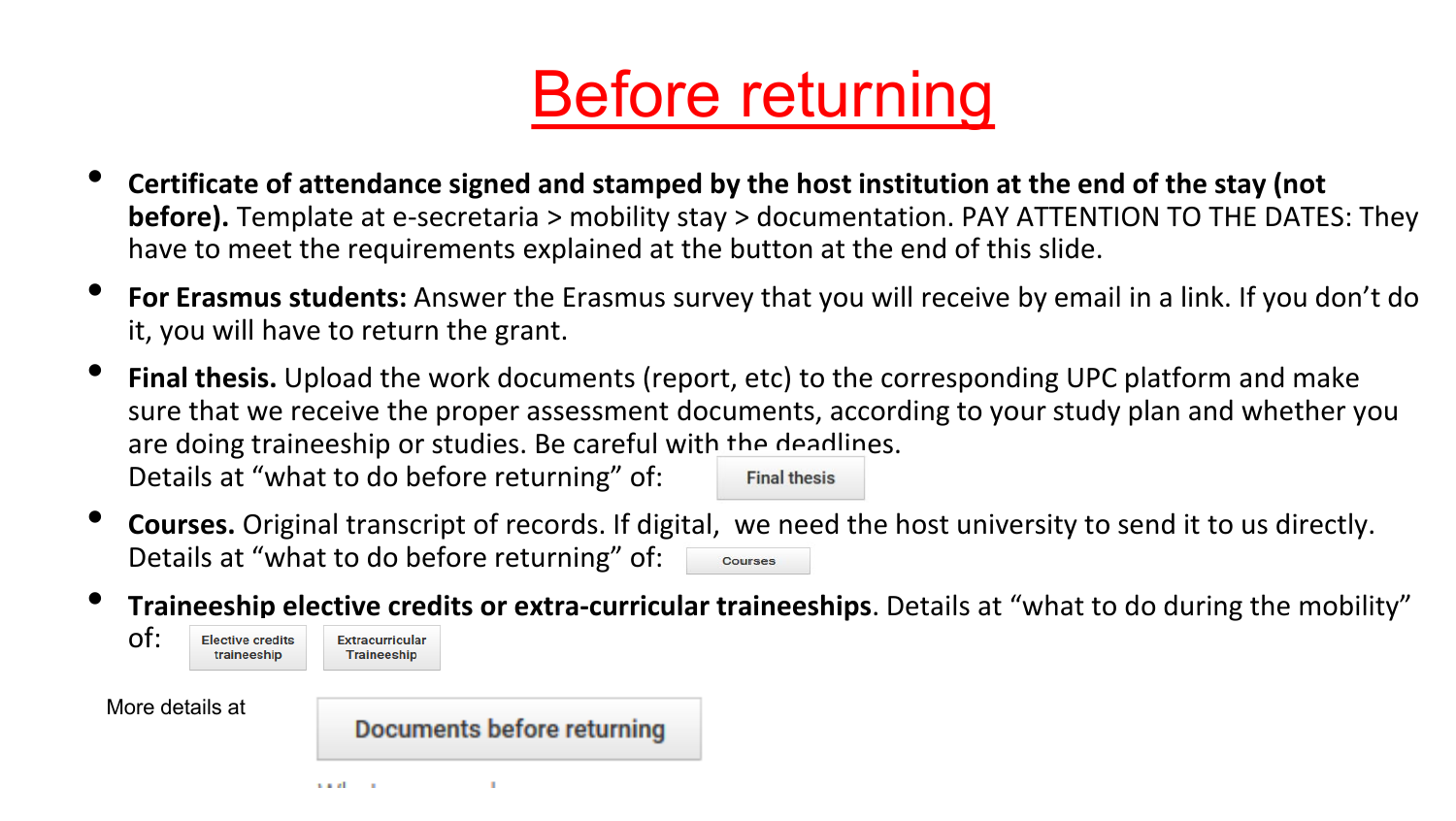# Before returning

- **Certificate of attendance signed and stamped by the host institution at the end of the stay (not before).** Template at e-secretaria > mobility stay > documentation. PAY ATTENTION TO THE DATES: They have to meet the requirements explained at the button at the end of this slide.
- **For Erasmus students:** Answer the Erasmus survey that you will receive by email in a link. If you don't do it, you will have to return the grant.
- **Final thesis.** Upload the work documents (report, etc) to the corresponding UPC platform and make sure that we receive the proper assessment documents, according to your study plan and whether you are doing traineeship or studies. Be careful with the deadlines.
  Details at "what to do before returning" of: Final thesis
- **Courses.** Original transcript of records. If digital, we need the host university to send it to us directly.
  Details at "what to do before returning" of: Courses
- **Traineeship elective credits or extra-curricular traineeships**. Details at "what to do during the mobility" of: Elective credits traineeship | Extracurricular Traineeship

More details at Documents before returning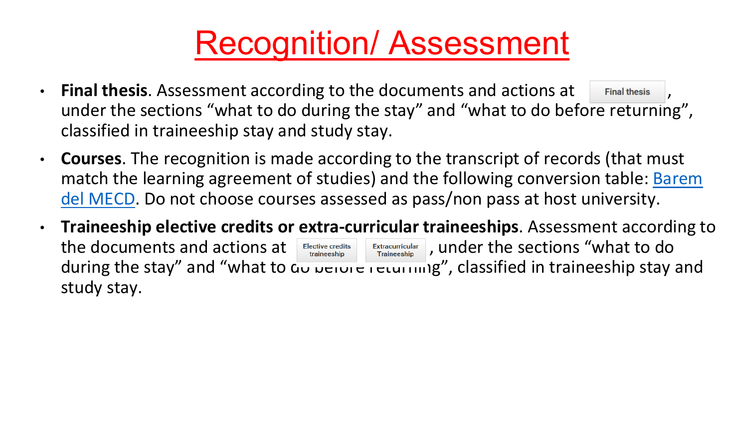# Recognition/ Assessment

- **Final thesis**. Assessment according to the documents and actions at Final thesis, under the sections "what to do during the stay" and "what to do before returning", classified in traineeship stay and study stay.
- **Courses**. The recognition is made according to the transcript of records (that must match the learning agreement of studies) and the following conversion table: Barem del MECD. Do not choose courses assessed as pass/non pass at host university.
- **Traineeship elective credits or extra-curricular traineeships**. Assessment according to the documents and actions at Elective credits traineeship Extracurricular Traineeship, under the sections "what to do during the stay" and "what to do before returning", classified in traineeship stay and study stay.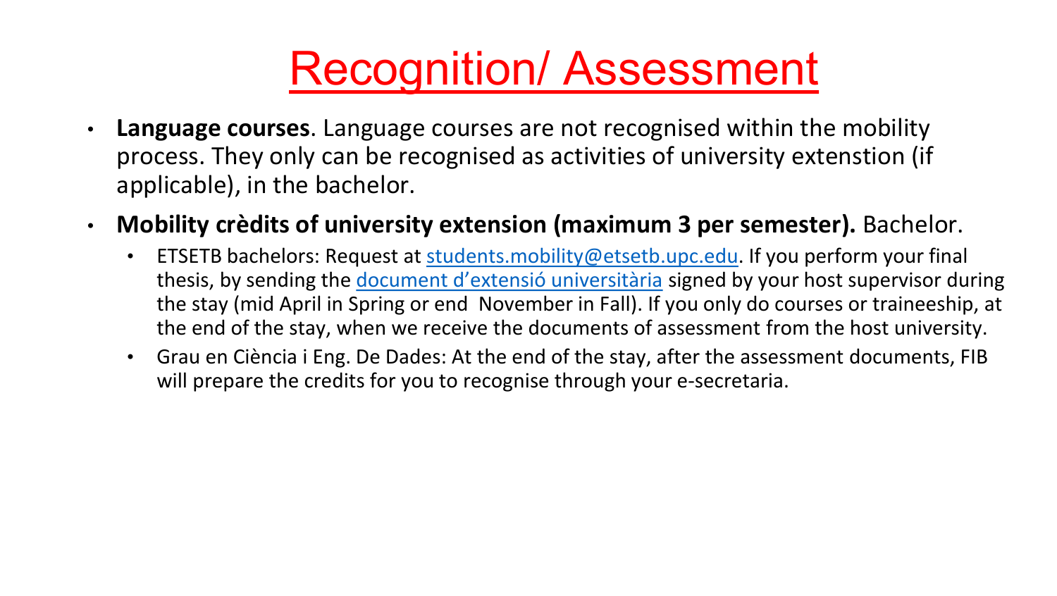# Recognition/ Assessment

- **Language courses**. Language courses are not recognised within the mobility process. They only can be recognised as activities of university extenstion (if applicable), in the bachelor.
- **Mobility crèdits of university extension (maximum 3 per semester).** Bachelor.
  - ETSETB bachelors: Request at [students.mobility@etsetb.upc.edu](mailto:students.mobility@etsetb.upc.edu). If you perform your final thesis, by sending the [document d'extensió universitària]() signed by your host supervisor during the stay (mid April in Spring or end November in Fall). If you only do courses or traineeship, at the end of the stay, when we receive the documents of assessment from the host university.
  - Grau en Ciència i Eng. De Dades: At the end of the stay, after the assessment documents, FIB will prepare the credits for you to recognise through your e-secretaria.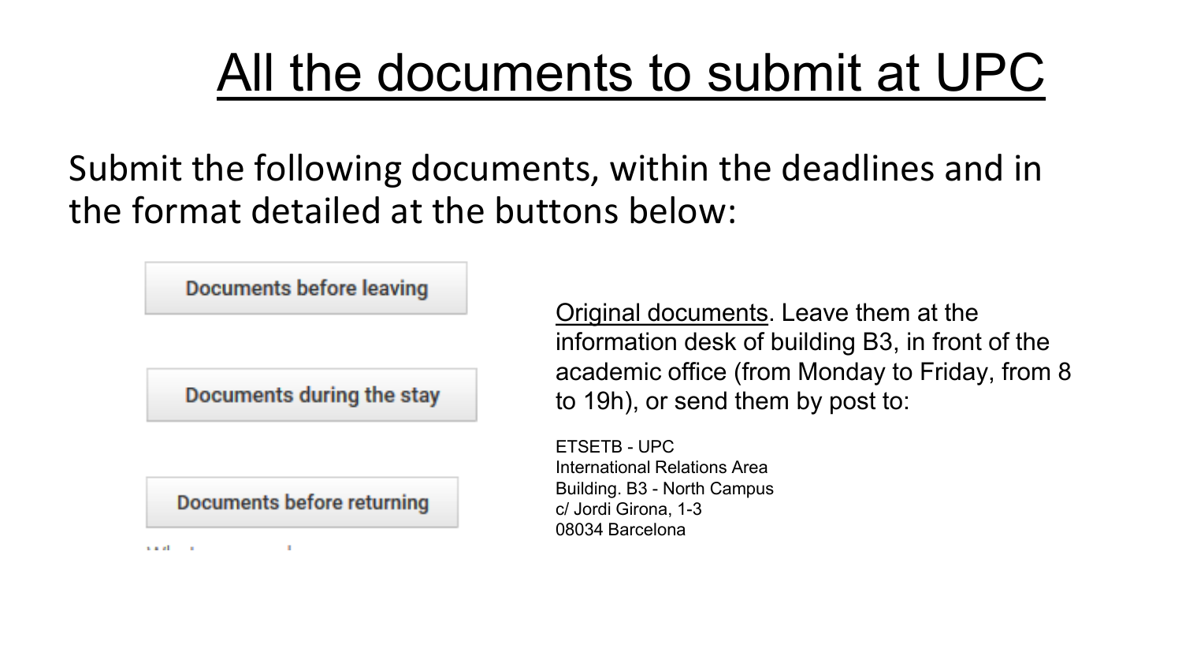# All the documents to submit at UPC

Submit the following documents, within the deadlines and in the format detailed at the buttons below:

- Documents before leaving
- Documents during the stay
- Documents before returning

Original documents. Leave them at the information desk of building B3, in front of the academic office (from Monday to Friday, from 8 to 19h), or send them by post to:

ETSETB - UPC
International Relations Area
Building. B3 - North Campus
c/ Jordi Girona, 1-3
08034 Barcelona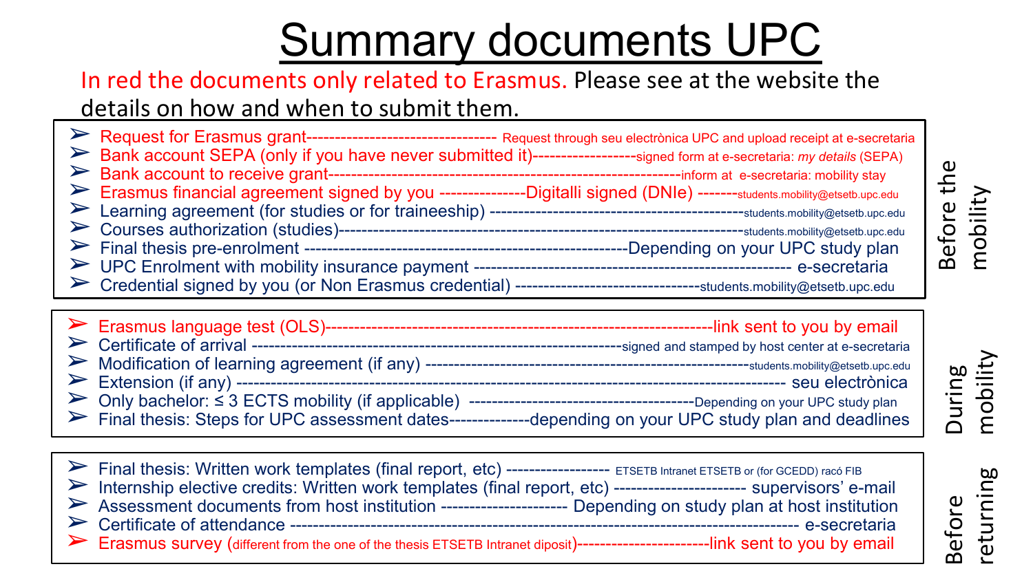# Summary documents UPC

In red the documents only related to Erasmus. Please see at the website the details on how and when to submit them.

## Before the mobility

- Request for Erasmus grant-------------------------------- Request through seu electrònica UPC and upload receipt at e-secretaria
- Bank account SEPA (only if you have never submitted it)-----------------signed form at e-secretaria: *my details* (SEPA)
- Bank account to receive grant-------------------------------------------------------------inform at e-secretaria: mobility stay
- Erasmus financial agreement signed by you ---------------Digitalli signed (DNIe) -------students.mobility@etsetb.upc.edu
- Learning agreement (for studies or for traineeship) ------------------------------------------students.mobility@etsetb.upc.edu
- Courses authorization (studies)--------------------------------------------------------------------students.mobility@etsetb.upc.edu
- Final thesis pre-enrolment ---------------------------------------------------------Depending on your UPC study plan
- UPC Enrolment with mobility insurance payment ---------------------------------------------------- e-secretaria
- Credential signed by you (or Non Erasmus credential) ------------------------------students.mobility@etsetb.upc.edu

## During mobility

- Erasmus language test (OLS)-----------------------------------------------------------------link sent to you by email
- Certificate of arrival -------------------------------------------------------------signed and stamped by host center at e-secretaria
- Modification of learning agreement (if any) ---------------------------------------------------students.mobility@etsetb.upc.edu
- Extension (if any) ------------------------------------------------------------------------------------------ seu electrònica
- Only bachelor: ≤ 3 ECTS mobility (if applicable) --------------------------------------Depending on your UPC study plan
- Final thesis: Steps for UPC assessment dates--------------depending on your UPC study plan and deadlines

## Before returning

- Final thesis: Written work templates (final report, etc) ----------------- ETSETB Intranet ETSETB or (for GCEDD) racó FIB
- Internship elective credits: Written work templates (final report, etc) ---------------------- supervisors' e-mail
- Assessment documents from host institution --------------------- Depending on study plan at host institution
- Certificate of attendance ------------------------------------------------------------------------------------ e-secretaria
- Erasmus survey (different from the one of the thesis ETSETB Intranet diposit)----------------------link sent to you by email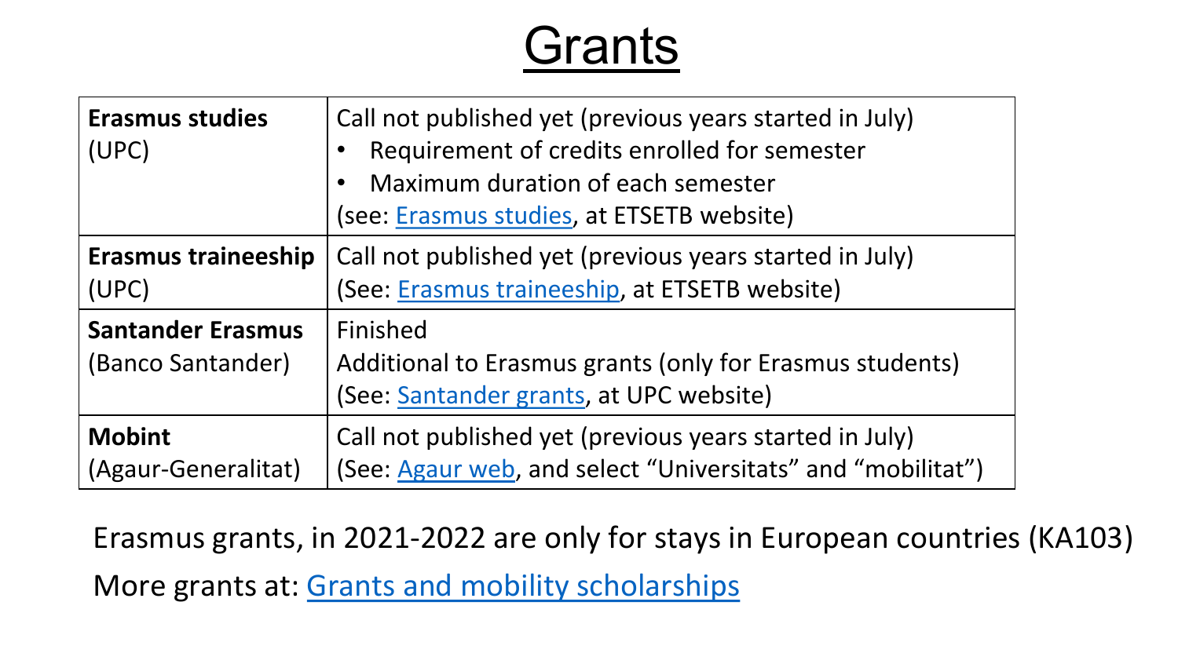# Grants

| **Erasmus studies** (UPC) | Call not published yet (previous years started in July)<br>• Requirement of credits enrolled for semester<br>• Maximum duration of each semester<br>(see: Erasmus studies, at ETSETB website) |
|---|---|
| **Erasmus traineeship** (UPC) | Call not published yet (previous years started in July)<br>(See: Erasmus traineeship, at ETSETB website) |
| **Santander Erasmus** (Banco Santander) | Finished<br>Additional to Erasmus grants (only for Erasmus students)<br>(See: Santander grants, at UPC website) |
| **Mobint** (Agaur-Generalitat) | Call not published yet (previous years started in July)<br>(See: Agaur web, and select "Universitats" and "mobilitat") |

Erasmus grants, in 2021-2022 are only for stays in European countries (KA103)

More grants at: Grants and mobility scholarships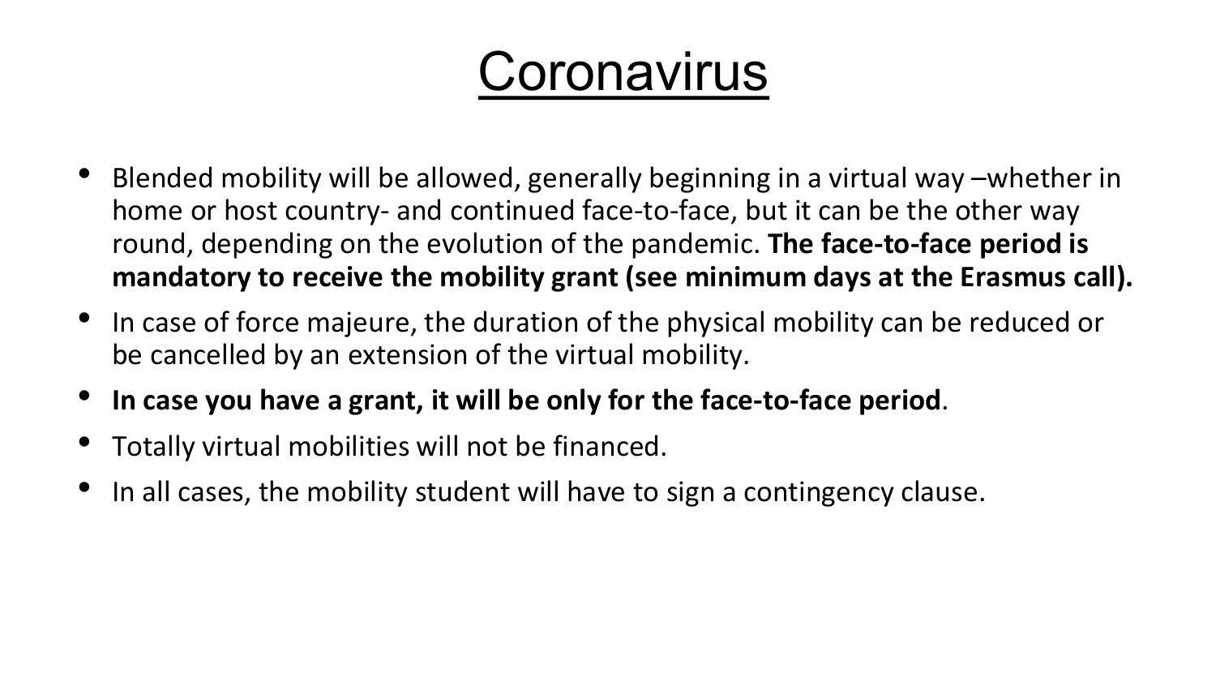# Coronavirus

- Blended mobility will be allowed, generally beginning in a virtual way –whether in home or host country- and continued face-to-face, but it can be the other way round, depending on the evolution of the pandemic. **The face-to-face period is mandatory to receive the mobility grant (see minimum days at the Erasmus call).**
- In case of force majeure, the duration of the physical mobility can be reduced or be cancelled by an extension of the virtual mobility.
- **In case you have a grant, it will be only for the face-to-face period**.
- Totally virtual mobilities will not be financed.
- In all cases, the mobility student will have to sign a contingency clause.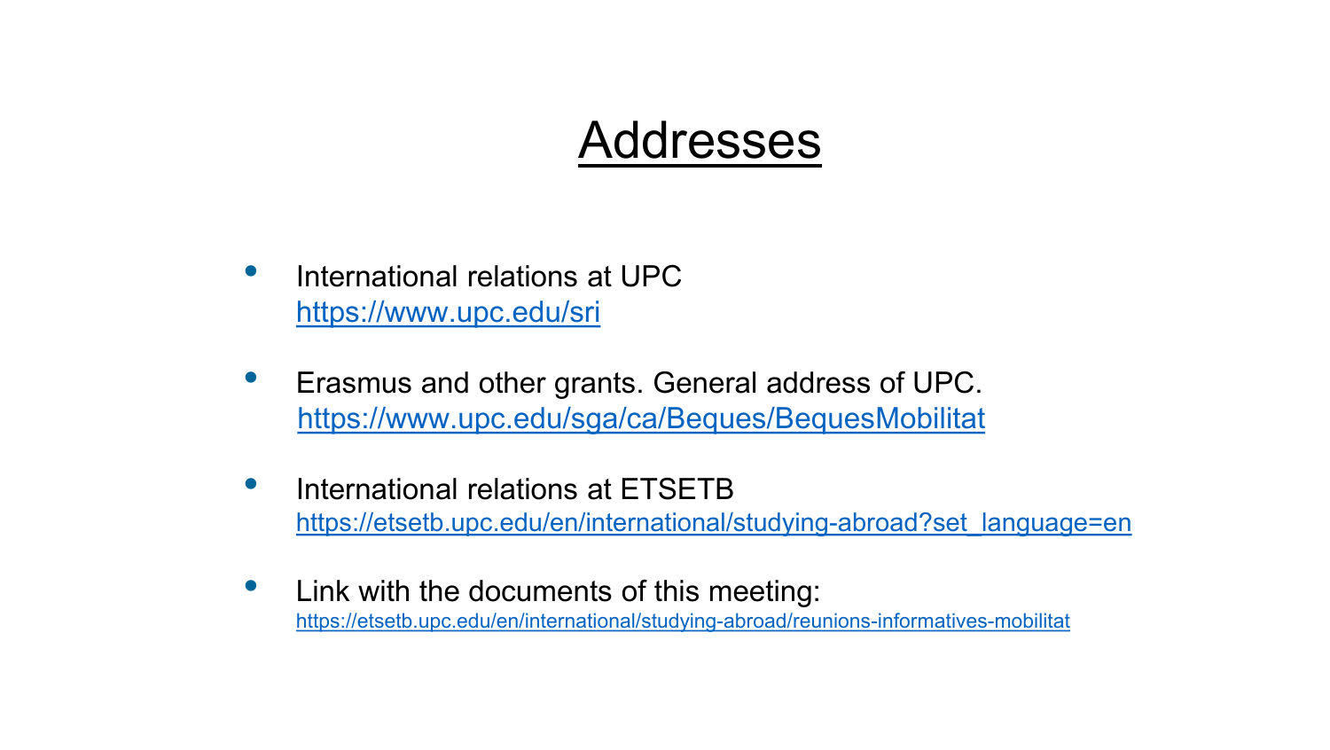# Addresses

- International relations at UPC
  https://www.upc.edu/sri

- Erasmus and other grants. General address of UPC.
  https://www.upc.edu/sga/ca/Beques/BequesMobilitat

- International relations at ETSETB
  https://etsetb.upc.edu/en/international/studying-abroad?set_language=en

- Link with the documents of this meeting:
  https://etsetb.upc.edu/en/international/studying-abroad/reunions-informatives-mobilitat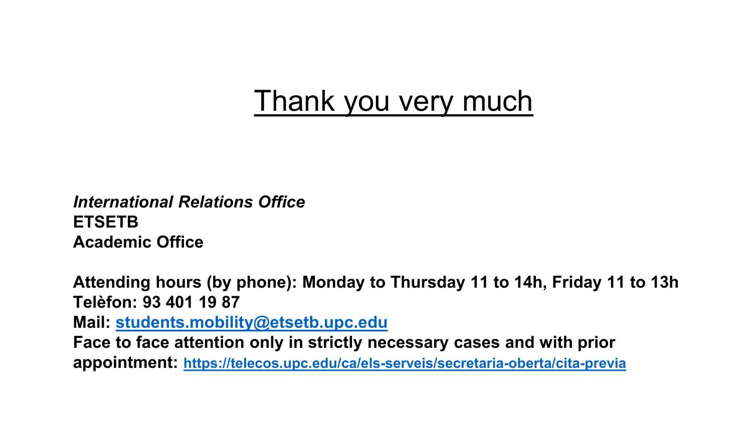# Thank you very much

***International Relations Office***
**ETSETB**
**Academic Office**

**Attending hours (by phone): Monday to Thursday 11 to 14h, Friday 11 to 13h**
**Telèfon: 93 401 19 87**
**Mail: [students.mobility@etsetb.upc.edu](mailto:students.mobility@etsetb.upc.edu)**
**Face to face attention only in strictly necessary cases and with prior appointment: [https://telecos.upc.edu/ca/els-serveis/secretaria-oberta/cita-previa](https://telecos.upc.edu/ca/els-serveis/secretaria-oberta/cita-previa)**